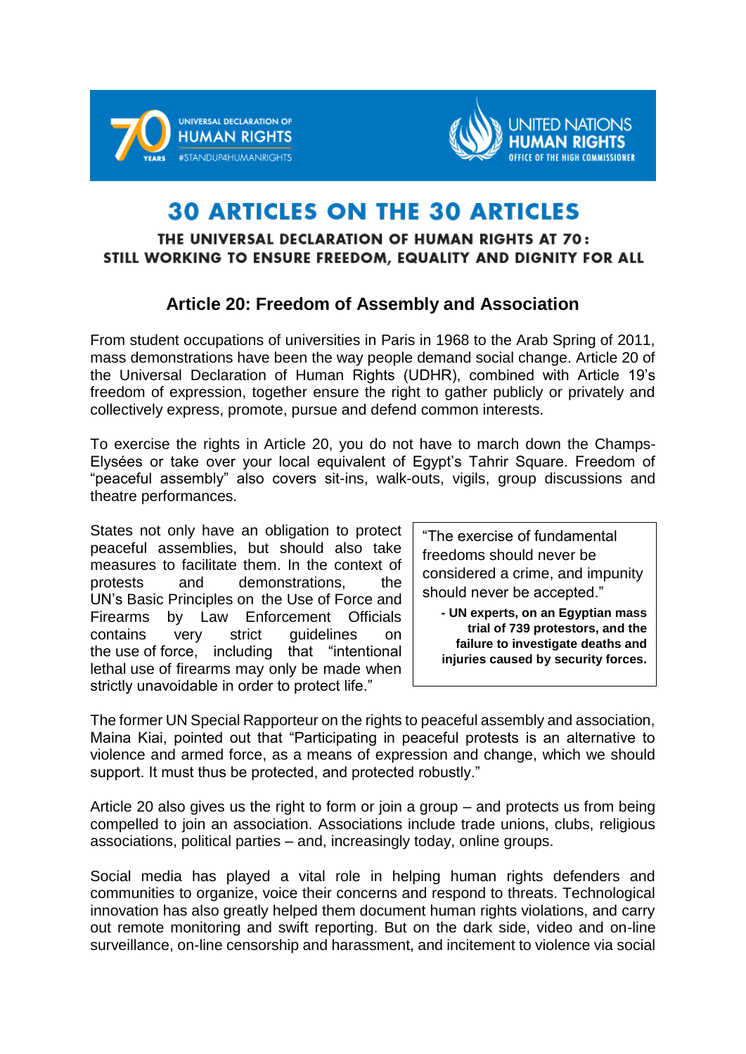UNIVERSAL DECLARATION OF HUMAN RIGHTS 70 YEARS #STANDUP4HUMANRIGHTS

UNITED NATIONS HUMAN RIGHTS OFFICE OF THE HIGH COMMISSIONER

# 30 ARTICLES ON THE 30 ARTICLES

**THE UNIVERSAL DECLARATION OF HUMAN RIGHTS AT 70: STILL WORKING TO ENSURE FREEDOM, EQUALITY AND DIGNITY FOR ALL**

## Article 20: Freedom of Assembly and Association

From student occupations of universities in Paris in 1968 to the Arab Spring of 2011, mass demonstrations have been the way people demand social change. Article 20 of the Universal Declaration of Human Rights (UDHR), combined with Article 19's freedom of expression, together ensure the right to gather publicly or privately and collectively express, promote, pursue and defend common interests.

To exercise the rights in Article 20, you do not have to march down the Champs-Elysées or take over your local equivalent of Egypt's Tahrir Square. Freedom of "peaceful assembly" also covers sit-ins, walk-outs, vigils, group discussions and theatre performances.

States not only have an obligation to protect peaceful assemblies, but should also take measures to facilitate them. In the context of protests and demonstrations, the UN's Basic Principles on the Use of Force and Firearms by Law Enforcement Officials contains very strict guidelines on the use of force, including that "intentional lethal use of firearms may only be made when strictly unavoidable in order to protect life."

> "The exercise of fundamental freedoms should never be considered a crime, and impunity should never be accepted."
>
> **- UN experts, on an Egyptian mass trial of 739 protestors, and the failure to investigate deaths and injuries caused by security forces.**

The former UN Special Rapporteur on the rights to peaceful assembly and association, Maina Kiai, pointed out that "Participating in peaceful protests is an alternative to violence and armed force, as a means of expression and change, which we should support. It must thus be protected, and protected robustly."

Article 20 also gives us the right to form or join a group – and protects us from being compelled to join an association. Associations include trade unions, clubs, religious associations, political parties – and, increasingly today, online groups.

Social media has played a vital role in helping human rights defenders and communities to organize, voice their concerns and respond to threats. Technological innovation has also greatly helped them document human rights violations, and carry out remote monitoring and swift reporting. But on the dark side, video and on-line surveillance, on-line censorship and harassment, and incitement to violence via social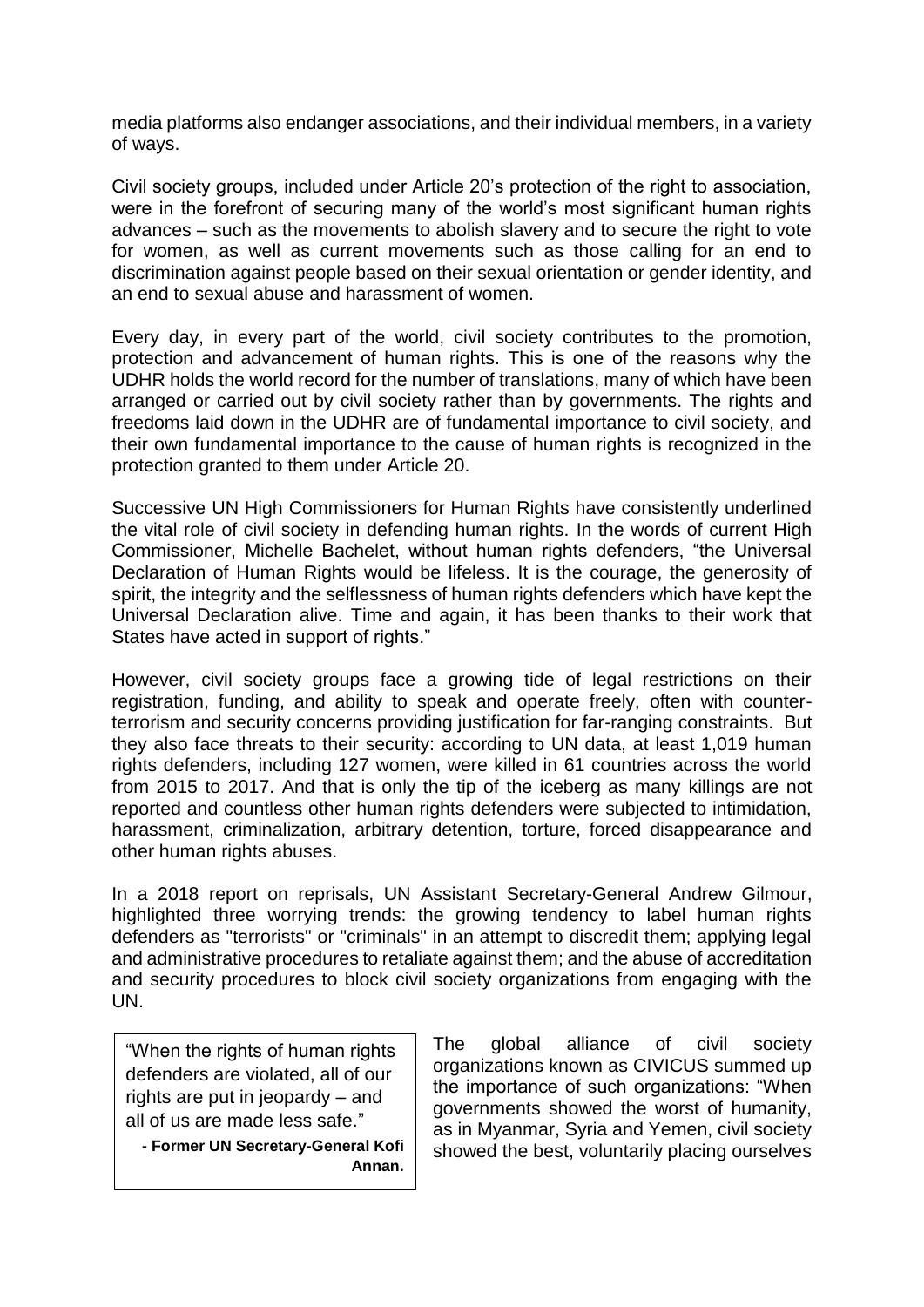media platforms also endanger associations, and their individual members, in a variety of ways.

Civil society groups, included under Article 20's protection of the right to association, were in the forefront of securing many of the world's most significant human rights advances – such as the movements to abolish slavery and to secure the right to vote for women, as well as current movements such as those calling for an end to discrimination against people based on their sexual orientation or gender identity, and an end to sexual abuse and harassment of women.

Every day, in every part of the world, civil society contributes to the promotion, protection and advancement of human rights. This is one of the reasons why the UDHR holds the world record for the number of translations, many of which have been arranged or carried out by civil society rather than by governments. The rights and freedoms laid down in the UDHR are of fundamental importance to civil society, and their own fundamental importance to the cause of human rights is recognized in the protection granted to them under Article 20.

Successive UN High Commissioners for Human Rights have consistently underlined the vital role of civil society in defending human rights. In the words of current High Commissioner, Michelle Bachelet, without human rights defenders, "the Universal Declaration of Human Rights would be lifeless. It is the courage, the generosity of spirit, the integrity and the selflessness of human rights defenders which have kept the Universal Declaration alive. Time and again, it has been thanks to their work that States have acted in support of rights."

However, civil society groups face a growing tide of legal restrictions on their registration, funding, and ability to speak and operate freely, often with counter-terrorism and security concerns providing justification for far-ranging constraints. But they also face threats to their security: according to UN data, at least 1,019 human rights defenders, including 127 women, were killed in 61 countries across the world from 2015 to 2017. And that is only the tip of the iceberg as many killings are not reported and countless other human rights defenders were subjected to intimidation, harassment, criminalization, arbitrary detention, torture, forced disappearance and other human rights abuses.

In a 2018 report on reprisals, UN Assistant Secretary-General Andrew Gilmour, highlighted three worrying trends: the growing tendency to label human rights defenders as "terrorists" or "criminals" in an attempt to discredit them; applying legal and administrative procedures to retaliate against them; and the abuse of accreditation and security procedures to block civil society organizations from engaging with the UN.

> "When the rights of human rights defenders are violated, all of our rights are put in jeopardy – and all of us are made less safe."
>
> **- Former UN Secretary-General Kofi Annan.**

The global alliance of civil society organizations known as CIVICUS summed up the importance of such organizations: "When governments showed the worst of humanity, as in Myanmar, Syria and Yemen, civil society showed the best, voluntarily placing ourselves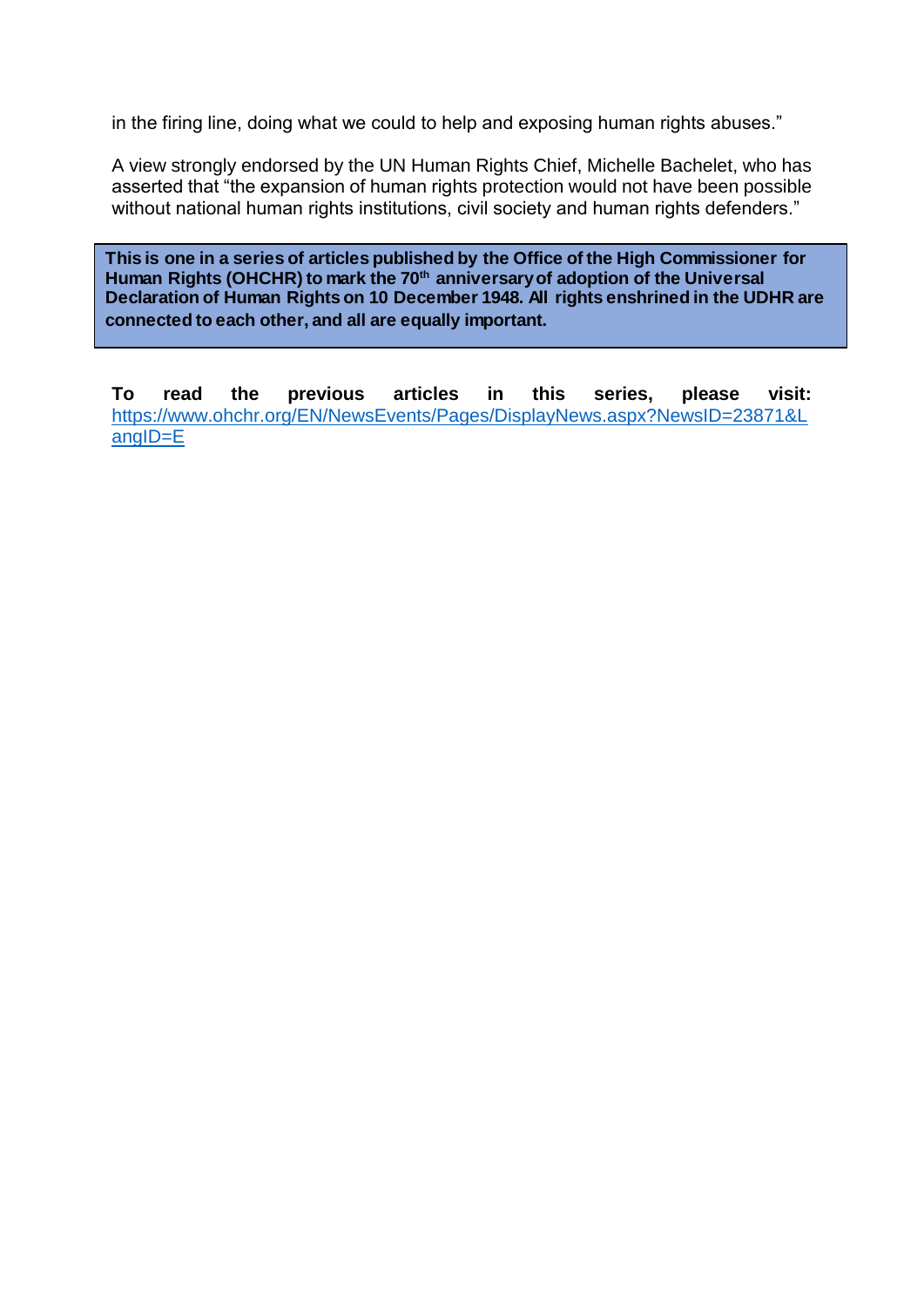in the firing line, doing what we could to help and exposing human rights abuses."

A view strongly endorsed by the UN Human Rights Chief, Michelle Bachelet, who has asserted that "the expansion of human rights protection would not have been possible without national human rights institutions, civil society and human rights defenders."

**This is one in a series of articles published by the Office of the High Commissioner for Human Rights (OHCHR) to mark the 70th anniversary of adoption of the Universal Declaration of Human Rights on 10 December 1948. All rights enshrined in the UDHR are connected to each other, and all are equally important.**

**To read the previous articles in this series, please visit:** [https://www.ohchr.org/EN/NewsEvents/Pages/DisplayNews.aspx?NewsID=23871&LangID=E](https://www.ohchr.org/EN/NewsEvents/Pages/DisplayNews.aspx?NewsID=23871&LangID=E)